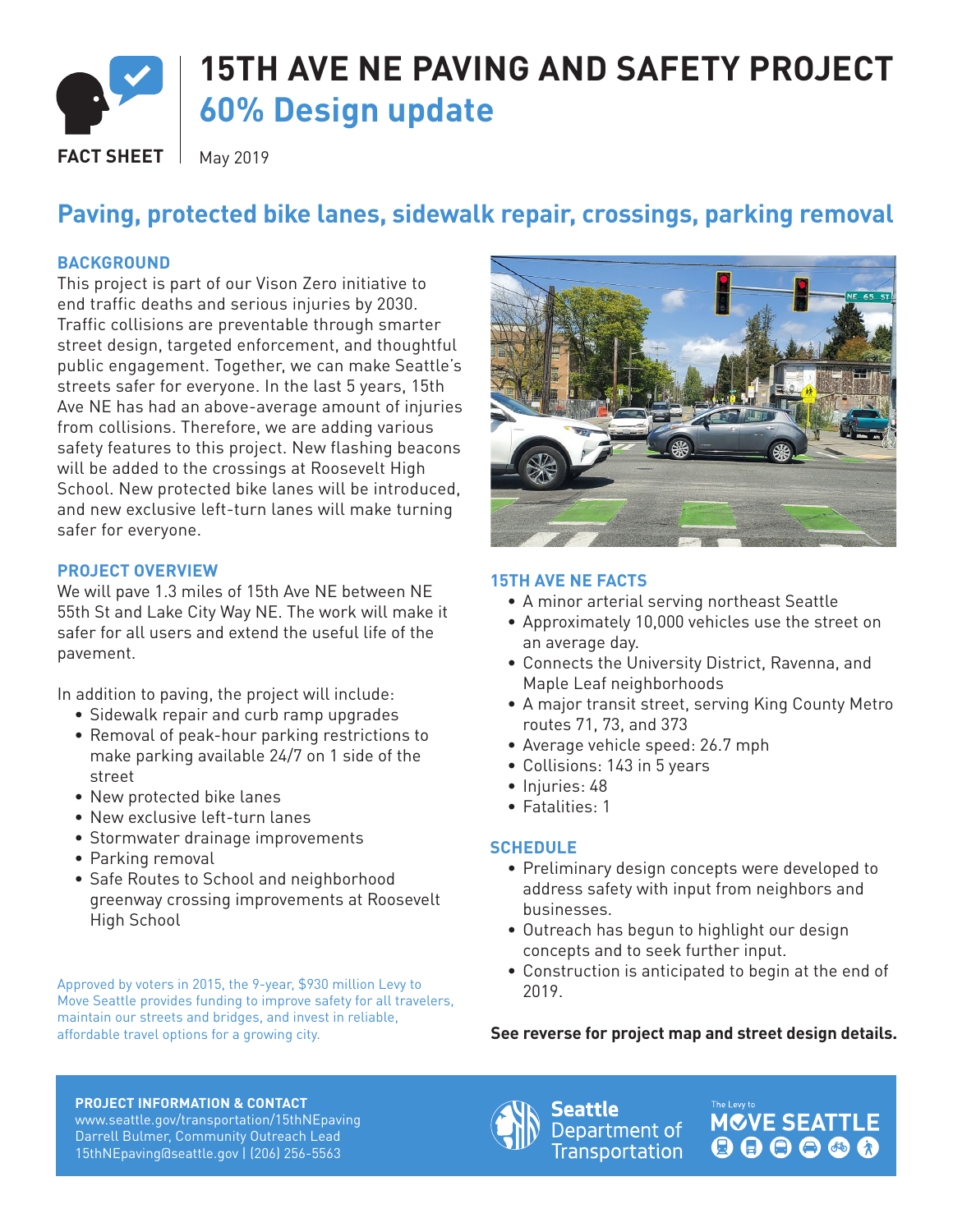# 15TH AVE NE PAVING AND SAFETY PROJECT

## 60% Design update

**FACT SHEET** | May 2019

## Paving, protected bike lanes, sidewalk repair, crossings, parking removal

### BACKGROUND

This project is part of our Vison Zero initiative to end traffic deaths and serious injuries by 2030. Traffic collisions are preventable through smarter street design, targeted enforcement, and thoughtful public engagement. Together, we can make Seattle's streets safer for everyone. In the last 5 years, 15th Ave NE has had an above-average amount of injuries from collisions. Therefore, we are adding various safety features to this project. New flashing beacons will be added to the crossings at Roosevelt High School. New protected bike lanes will be introduced, and new exclusive left-turn lanes will make turning safer for everyone.

### PROJECT OVERVIEW

We will pave 1.3 miles of 15th Ave NE between NE 55th St and Lake City Way NE. The work will make it safer for all users and extend the useful life of the pavement.

In addition to paving, the project will include:

- Sidewalk repair and curb ramp upgrades
- Removal of peak-hour parking restrictions to make parking available 24/7 on 1 side of the street
- New protected bike lanes
- New exclusive left-turn lanes
- Stormwater drainage improvements
- Parking removal
- Safe Routes to School and neighborhood greenway crossing improvements at Roosevelt High School

Approved by voters in 2015, the 9-year, $930 million Levy to Move Seattle provides funding to improve safety for all travelers, maintain our streets and bridges, and invest in reliable, affordable travel options for a growing city.

### 15TH AVE NE FACTS

- A minor arterial serving northeast Seattle
- Approximately 10,000 vehicles use the street on an average day.
- Connects the University District, Ravenna, and Maple Leaf neighborhoods
- A major transit street, serving King County Metro routes 71, 73, and 373
- Average vehicle speed: 26.7 mph
- Collisions: 143 in 5 years
- Injuries: 48
- Fatalities: 1

### SCHEDULE

- Preliminary design concepts were developed to address safety with input from neighbors and businesses.
- Outreach has begun to highlight our design concepts and to seek further input.
- Construction is anticipated to begin at the end of 2019.

**See reverse for project map and street design details.**

**PROJECT INFORMATION & CONTACT**
www.seattle.gov/transportation/15thNEpaving
Darrell Bulmer, Community Outreach Lead
15thNEpaving@seattle.gov | (206) 256-5563

Seattle Department of Transportation

The Levy to MOVE SEATTLE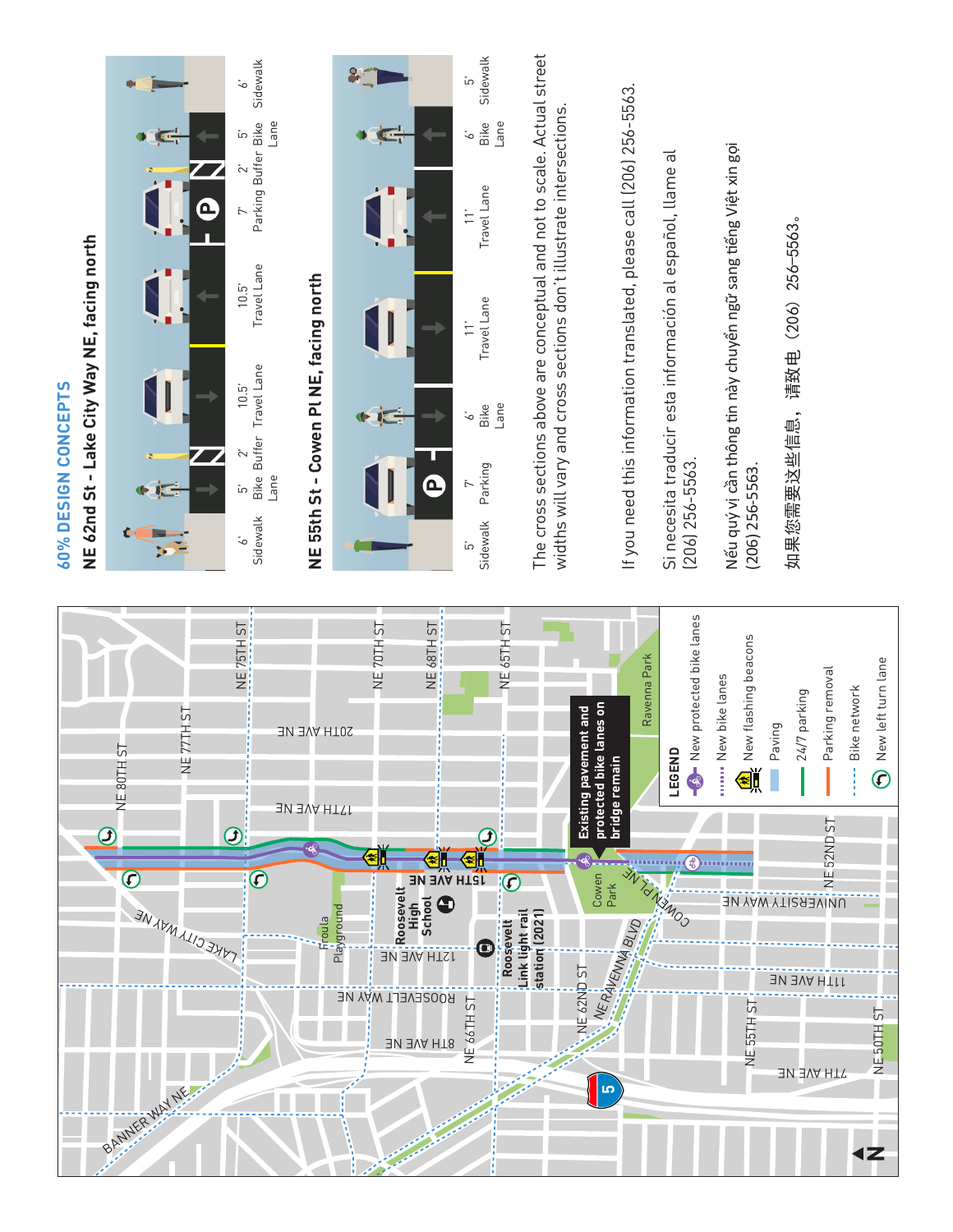## 60% DESIGN CONCEPTS

### NE 62nd St - Lake City Way NE, facing north

6' Sidewalk
5' Bike Lane
2' Buffer
10.5' Travel Lane
10.5' Travel Lane
7' Parking
2' Buffer
5' Bike Lane
6' Sidewalk

### NE 55th St - Cowen Pl NE, facing north

5' Sidewalk
7' Parking
6' Bike Lane
11' Travel Lane
11' Travel Lane
6' Bike Lane
5' Sidewalk

The cross sections above are conceptual and not to scale. Actual street widths will vary and cross sections don't illustrate intersections.

If you need this information translated, please call (206) 256-5563.

Si necesita traducir esta información al español, llame al (206) 256-5563.

Nếu quý vị cần thông tin này chuyển ngữ sang tiếng Việt xin gọi (206) 256-5563.

如果您需要这些信息，请致电（206）256-5563。

NE 80TH ST
NE 77TH ST
NE 75TH ST
NE 70TH ST
NE 68TH ST
NE 65TH ST
NE 66TH ST
NE 62ND ST
NE 55TH ST
NE 52ND ST
NE 50TH ST
BANNER WAY NE
LAKE CITY WAY NE
20TH AVE NE
17TH AVE NE
15TH AVE NE
12TH AVE NE
ROOSEVELT WAY NE
11TH AVE NE
8TH AVE NE
7TH AVE NE
UNIVERSITY WAY NE
NE RAVENNA BLVD
COWEN PL NE
Froula Playground
Roosevelt High School
Roosevelt Link light rail station (2021)
Cowen Park
Ravenna Park
5

Existing pavement and protected bike lanes on bridge remain

**LEGEND**
New protected bike lanes
New bike lanes
New flashing beacons
Paving
24/7 parking
Parking removal
Bike network
New left turn lane